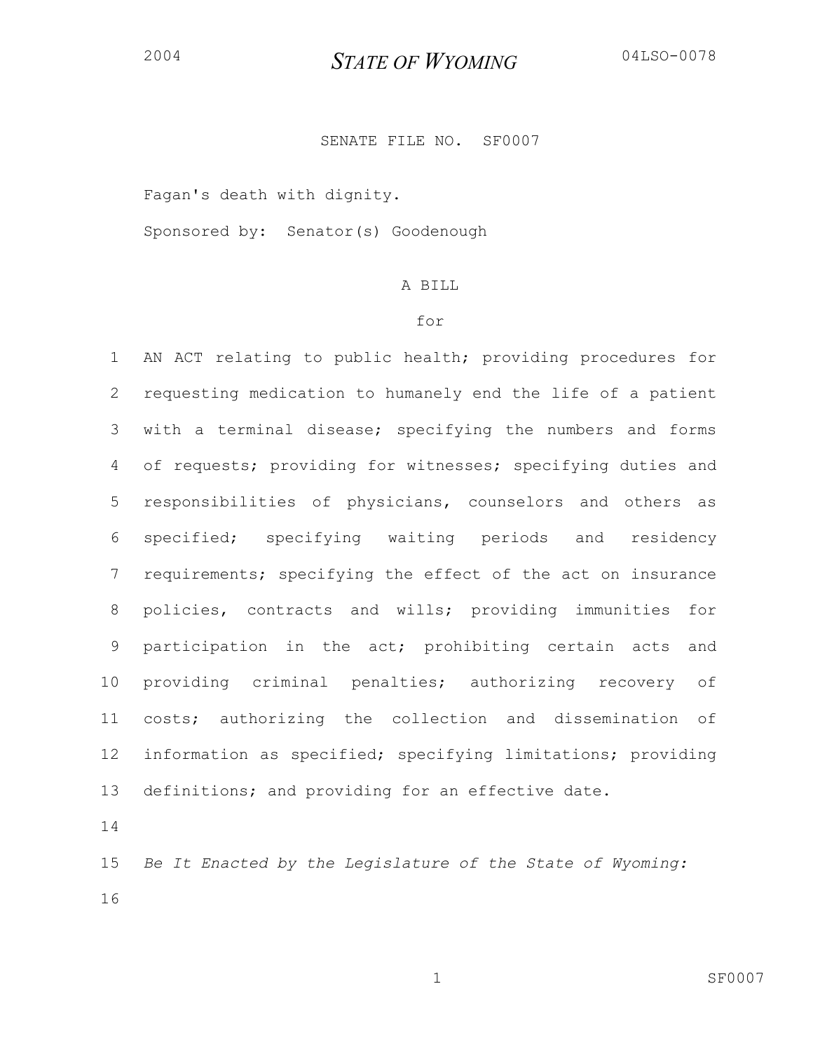2004 **STATE OF WYOMING** 04LSO-0078

SENATE FILE NO. SF0007

Fagan's death with dignity.

Sponsored by: Senator(s) Goodenough

A BILL

for

AN ACT relating to public health; providing procedures for requesting medication to humanely end the life of a patient with a terminal disease; specifying the numbers and forms of requests; providing for witnesses; specifying duties and responsibilities of physicians, counselors and others as specified; specifying waiting periods and residency requirements; specifying the effect of the act on insurance policies, contracts and wills; providing immunities for participation in the act; prohibiting certain acts and providing criminal penalties; authorizing recovery of costs; authorizing the collection and dissemination of information as specified; specifying limitations; providing definitions; and providing for an effective date.

*Be It Enacted by the Legislature of the State of Wyoming:*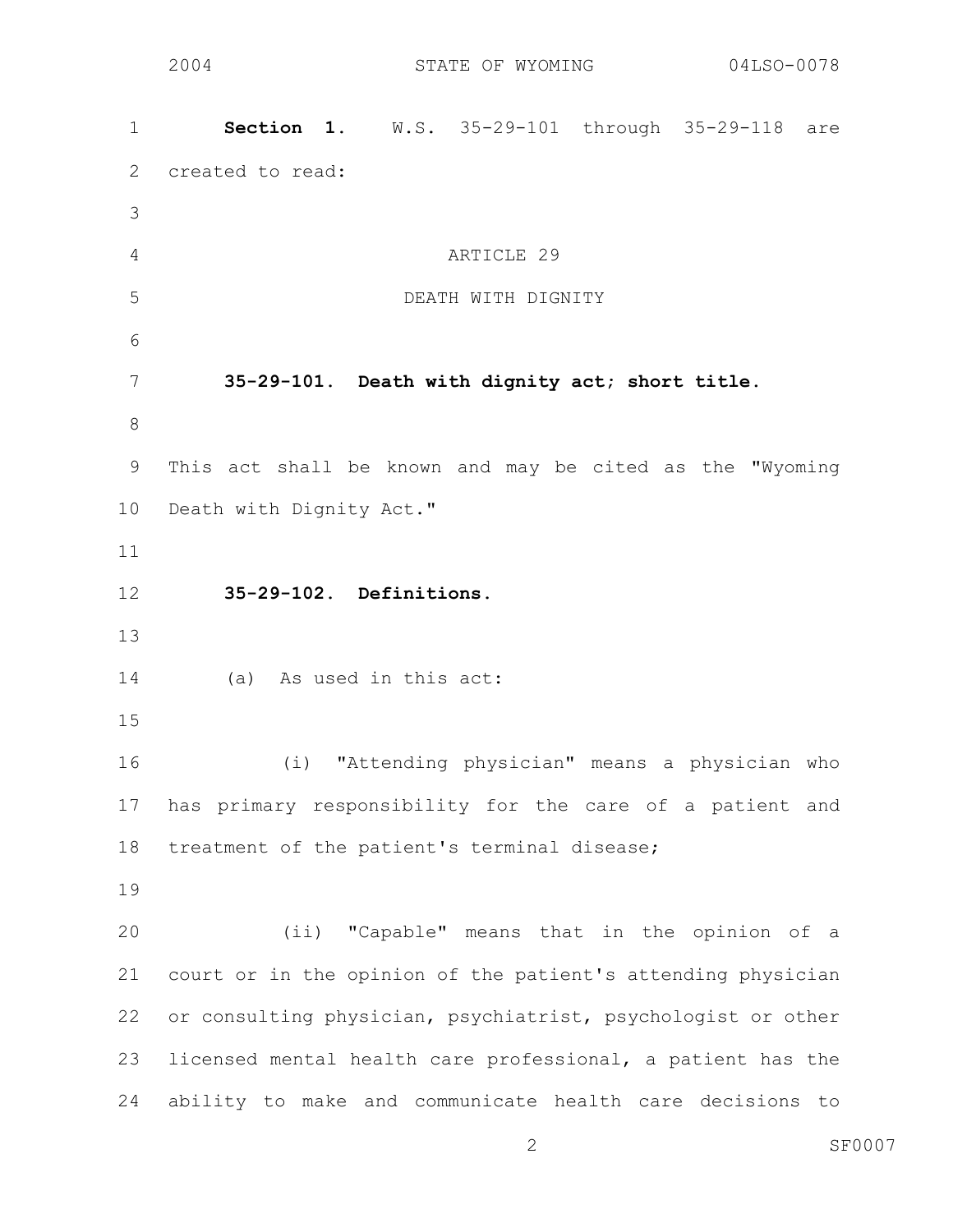**Section 1.** W.S. 35-29-101 through 35-29-118 are created to read:

ARTICLE 29

DEATH WITH DIGNITY

**35-29-101. Death with dignity act; short title.**

This act shall be known and may be cited as the "Wyoming Death with Dignity Act."

**35-29-102. Definitions.**

(a) As used in this act:

(i) "Attending physician" means a physician who has primary responsibility for the care of a patient and treatment of the patient's terminal disease;

(ii) "Capable" means that in the opinion of a court or in the opinion of the patient's attending physician or consulting physician, psychiatrist, psychologist or other licensed mental health care professional, a patient has the ability to make and communicate health care decisions to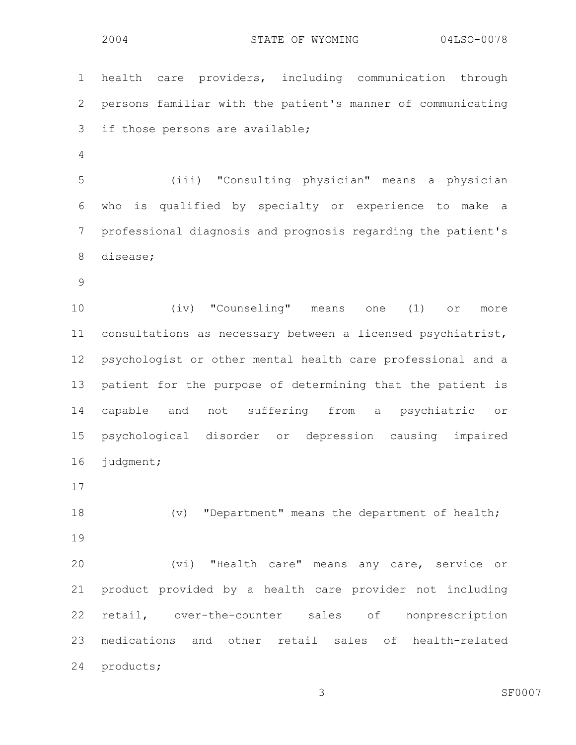health care providers, including communication through persons familiar with the patient's manner of communicating if those persons are available;

(iii) "Consulting physician" means a physician who is qualified by specialty or experience to make a professional diagnosis and prognosis regarding the patient's disease;

(iv) "Counseling" means one (1) or more consultations as necessary between a licensed psychiatrist, psychologist or other mental health care professional and a patient for the purpose of determining that the patient is capable and not suffering from a psychiatric or psychological disorder or depression causing impaired judgment;

(v) "Department" means the department of health;

(vi) "Health care" means any care, service or product provided by a health care provider not including retail, over-the-counter sales of nonprescription medications and other retail sales of health-related products;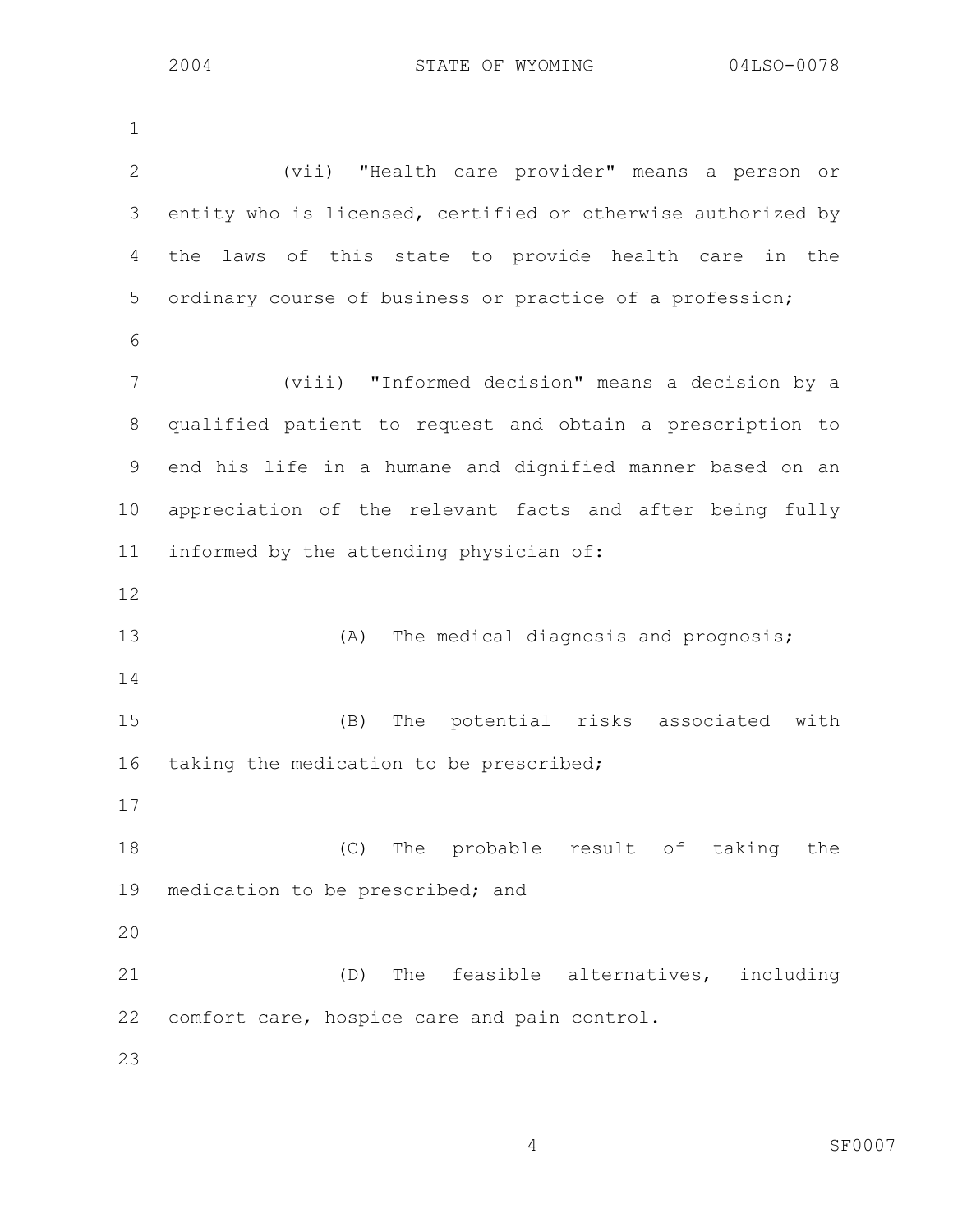(vii) "Health care provider" means a person or entity who is licensed, certified or otherwise authorized by the laws of this state to provide health care in the ordinary course of business or practice of a profession;

(viii) "Informed decision" means a decision by a qualified patient to request and obtain a prescription to end his life in a humane and dignified manner based on an appreciation of the relevant facts and after being fully informed by the attending physician of:

(A) The medical diagnosis and prognosis;

(B) The potential risks associated with taking the medication to be prescribed;

(C) The probable result of taking the medication to be prescribed; and

(D) The feasible alternatives, including comfort care, hospice care and pain control.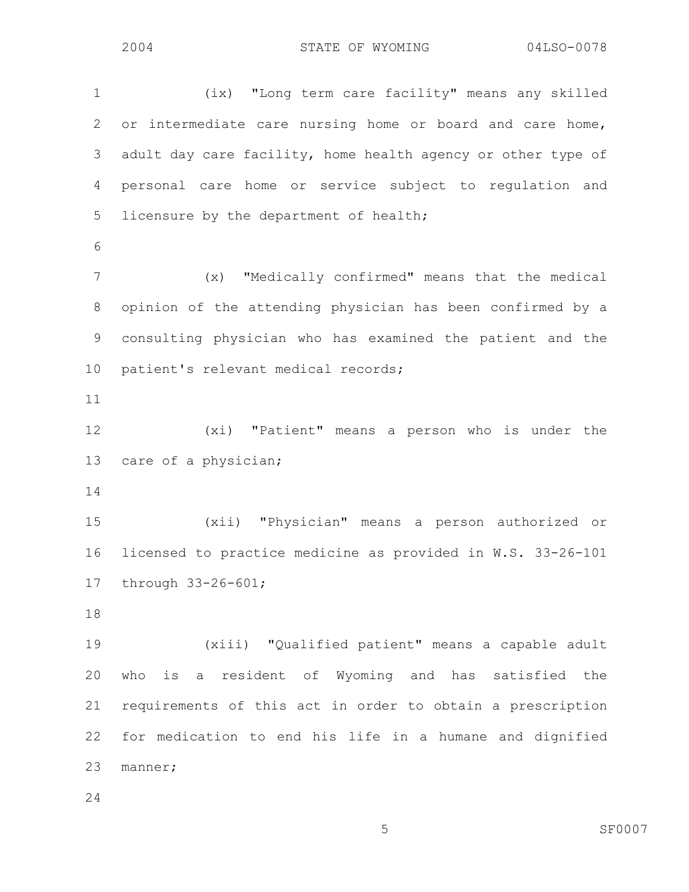(ix) "Long term care facility" means any skilled or intermediate care nursing home or board and care home, adult day care facility, home health agency or other type of personal care home or service subject to regulation and licensure by the department of health;

(x) "Medically confirmed" means that the medical opinion of the attending physician has been confirmed by a consulting physician who has examined the patient and the patient's relevant medical records;

(xi) "Patient" means a person who is under the care of a physician;

(xii) "Physician" means a person authorized or licensed to practice medicine as provided in W.S. 33-26-101 through 33-26-601;

(xiii) "Qualified patient" means a capable adult who is a resident of Wyoming and has satisfied the requirements of this act in order to obtain a prescription for medication to end his life in a humane and dignified manner;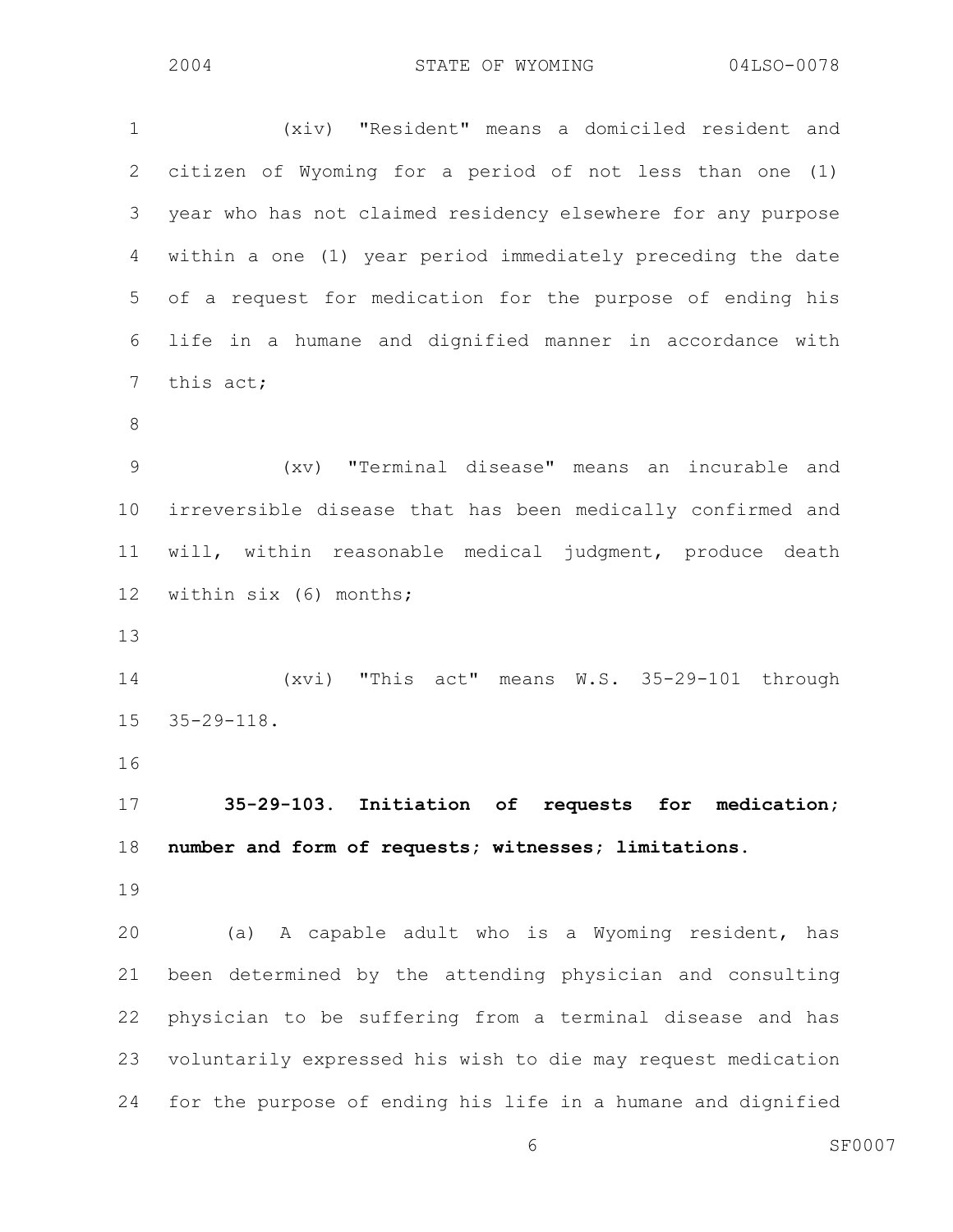(xiv) "Resident" means a domiciled resident and citizen of Wyoming for a period of not less than one (1) year who has not claimed residency elsewhere for any purpose within a one (1) year period immediately preceding the date of a request for medication for the purpose of ending his life in a humane and dignified manner in accordance with this act;

(xv) "Terminal disease" means an incurable and irreversible disease that has been medically confirmed and will, within reasonable medical judgment, produce death within six (6) months;

(xvi) "This act" means W.S. 35-29-101 through 35-29-118.

**35-29-103. Initiation of requests for medication; number and form of requests; witnesses; limitations.**

(a) A capable adult who is a Wyoming resident, has been determined by the attending physician and consulting physician to be suffering from a terminal disease and has voluntarily expressed his wish to die may request medication for the purpose of ending his life in a humane and dignified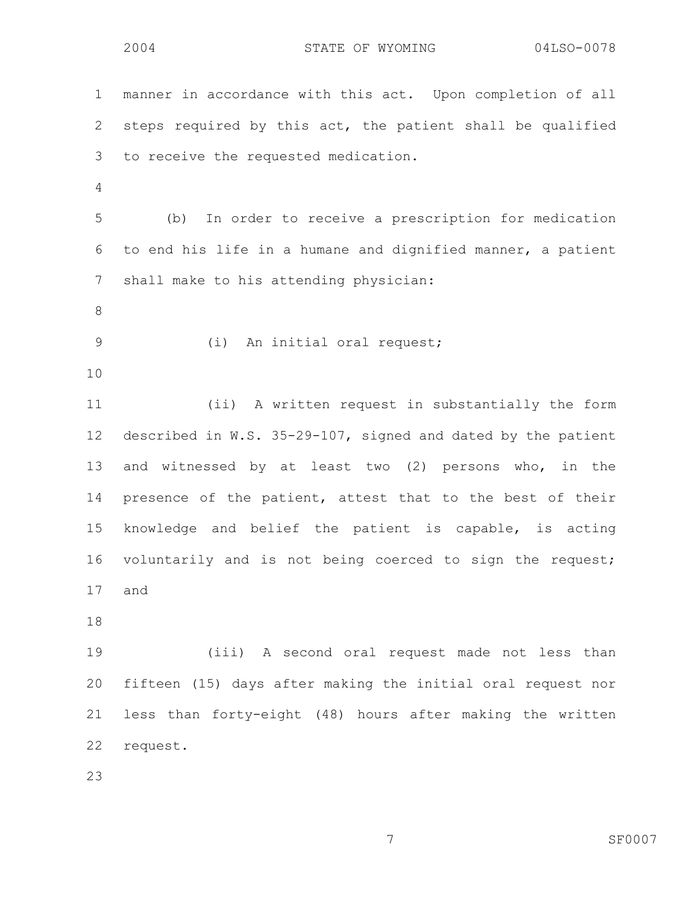manner in accordance with this act. Upon completion of all steps required by this act, the patient shall be qualified to receive the requested medication.

(b) In order to receive a prescription for medication to end his life in a humane and dignified manner, a patient shall make to his attending physician:

(i) An initial oral request;

(ii) A written request in substantially the form described in W.S. 35-29-107, signed and dated by the patient and witnessed by at least two (2) persons who, in the presence of the patient, attest that to the best of their knowledge and belief the patient is capable, is acting voluntarily and is not being coerced to sign the request; and

(iii) A second oral request made not less than fifteen (15) days after making the initial oral request nor less than forty-eight (48) hours after making the written request.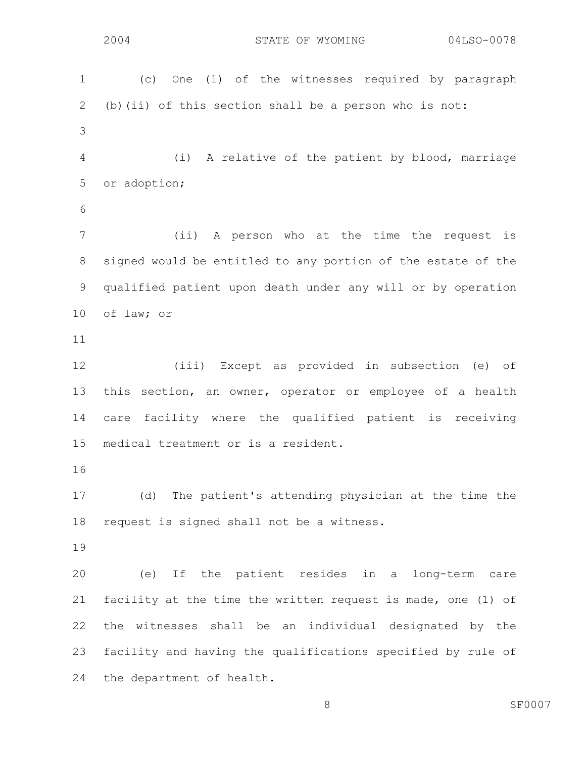(c) One (1) of the witnesses required by paragraph (b)(ii) of this section shall be a person who is not:

(i) A relative of the patient by blood, marriage or adoption;

(ii) A person who at the time the request is signed would be entitled to any portion of the estate of the qualified patient upon death under any will or by operation of law; or

(iii) Except as provided in subsection (e) of this section, an owner, operator or employee of a health care facility where the qualified patient is receiving medical treatment or is a resident.

(d) The patient's attending physician at the time the request is signed shall not be a witness.

(e) If the patient resides in a long-term care facility at the time the written request is made, one (1) of the witnesses shall be an individual designated by the facility and having the qualifications specified by rule of the department of health.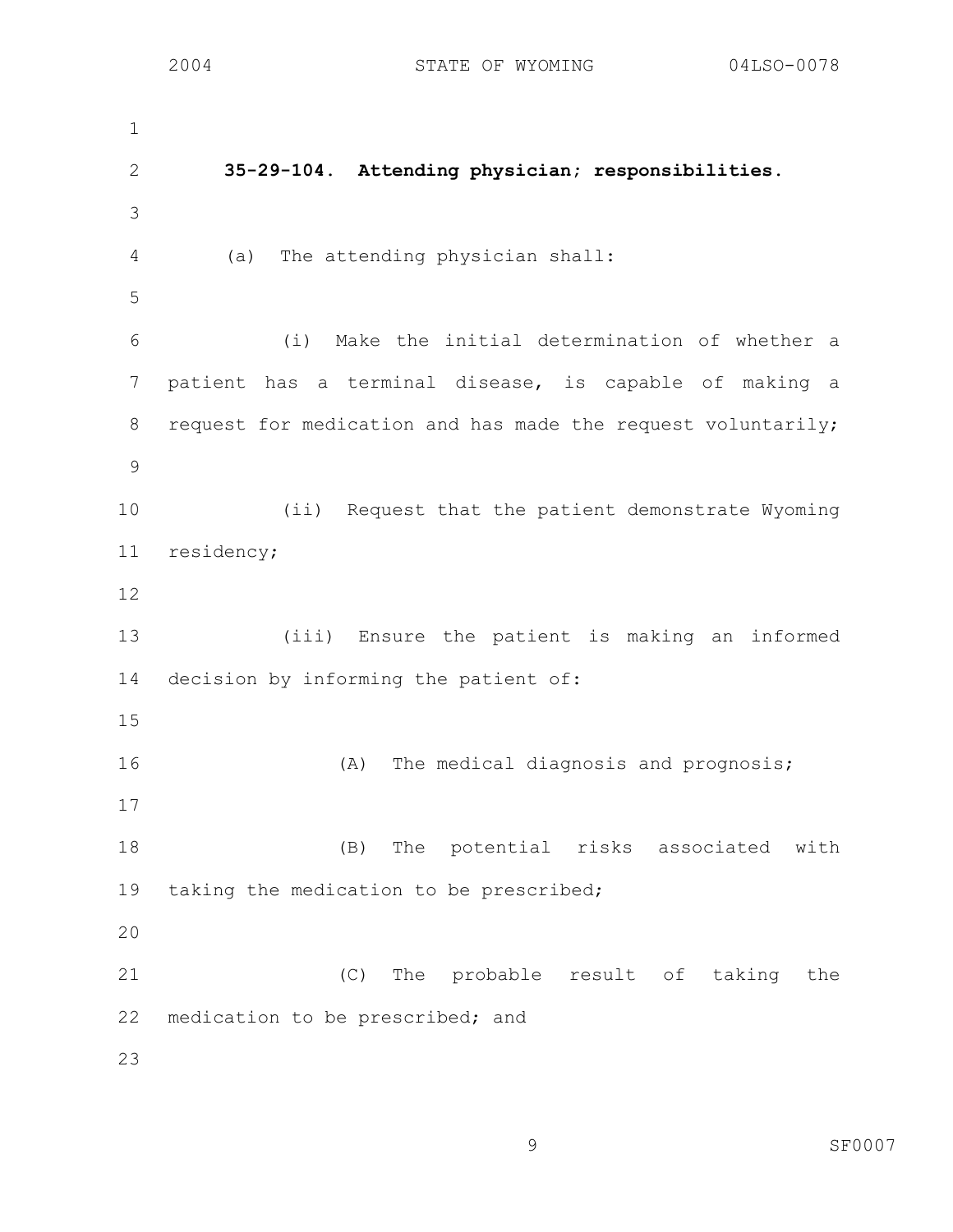**35-29-104. Attending physician; responsibilities.**

(a) The attending physician shall:

(i) Make the initial determination of whether a patient has a terminal disease, is capable of making a request for medication and has made the request voluntarily;

(ii) Request that the patient demonstrate Wyoming residency;

(iii) Ensure the patient is making an informed decision by informing the patient of:

(A) The medical diagnosis and prognosis;

(B) The potential risks associated with taking the medication to be prescribed;

(C) The probable result of taking the medication to be prescribed; and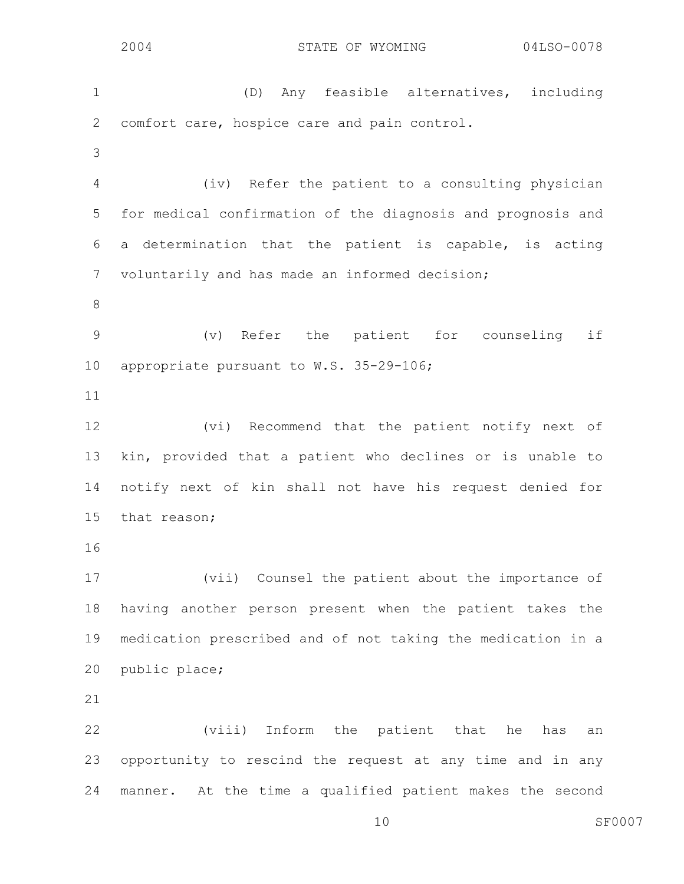(D) Any feasible alternatives, including comfort care, hospice care and pain control.

(iv) Refer the patient to a consulting physician for medical confirmation of the diagnosis and prognosis and a determination that the patient is capable, is acting voluntarily and has made an informed decision;

(v) Refer the patient for counseling if appropriate pursuant to W.S. 35-29-106;

(vi) Recommend that the patient notify next of kin, provided that a patient who declines or is unable to notify next of kin shall not have his request denied for that reason;

(vii) Counsel the patient about the importance of having another person present when the patient takes the medication prescribed and of not taking the medication in a public place;

(viii) Inform the patient that he has an opportunity to rescind the request at any time and in any manner. At the time a qualified patient makes the second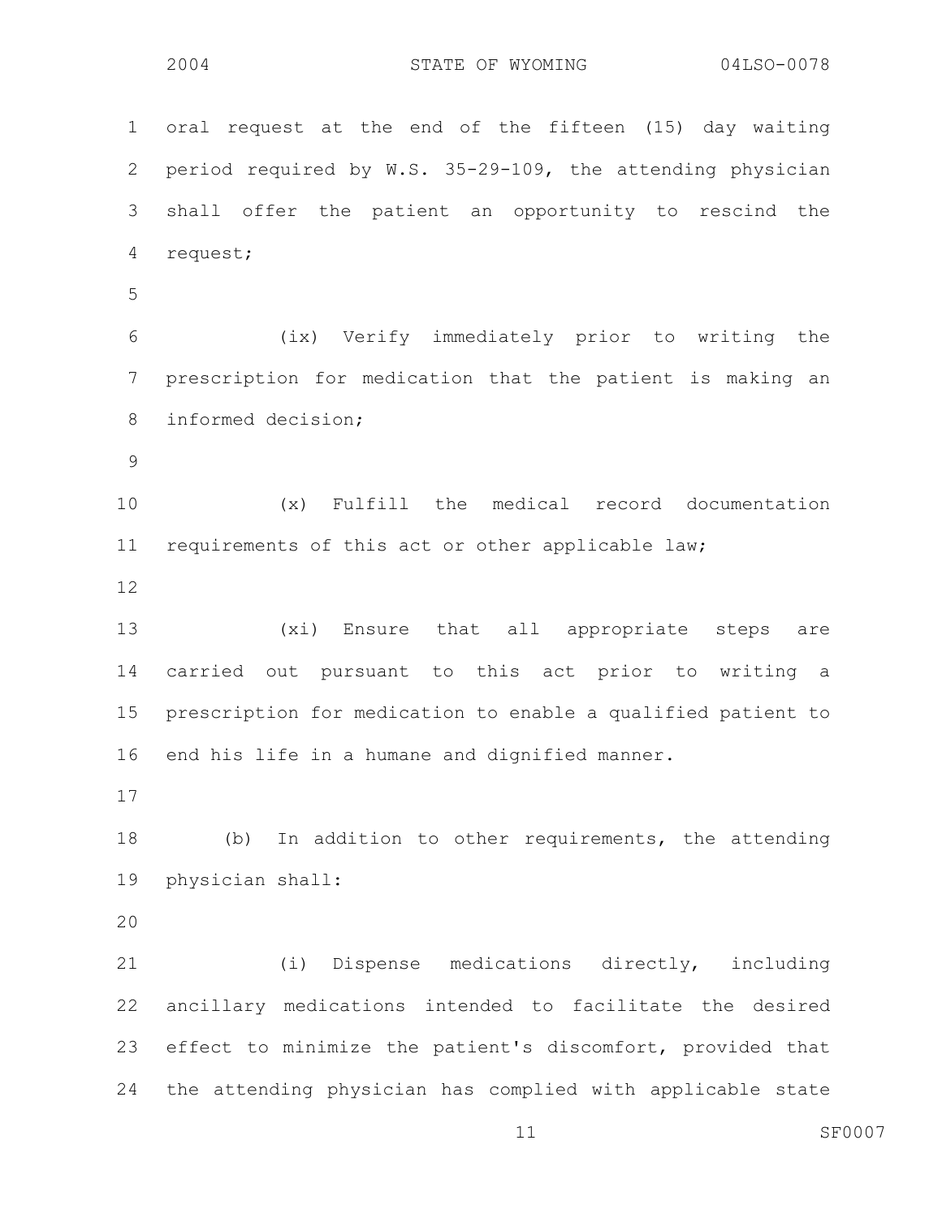oral request at the end of the fifteen (15) day waiting period required by W.S. 35-29-109, the attending physician shall offer the patient an opportunity to rescind the request;

(ix) Verify immediately prior to writing the prescription for medication that the patient is making an informed decision;

(x) Fulfill the medical record documentation requirements of this act or other applicable law;

(xi) Ensure that all appropriate steps are carried out pursuant to this act prior to writing a prescription for medication to enable a qualified patient to end his life in a humane and dignified manner.

(b) In addition to other requirements, the attending physician shall:

(i) Dispense medications directly, including ancillary medications intended to facilitate the desired effect to minimize the patient's discomfort, provided that the attending physician has complied with applicable state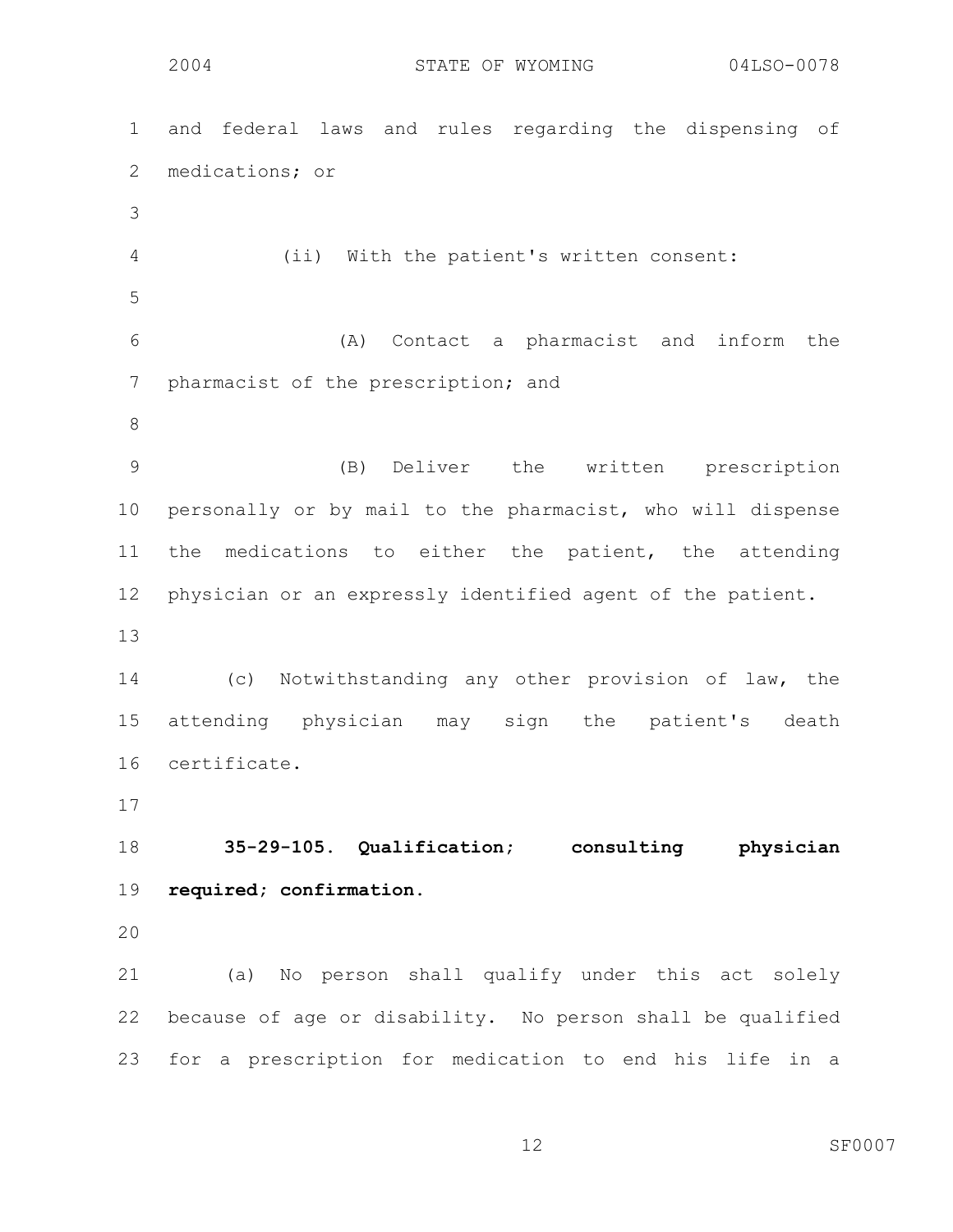and federal laws and rules regarding the dispensing of medications; or

(ii) With the patient's written consent:

(A) Contact a pharmacist and inform the pharmacist of the prescription; and

(B) Deliver the written prescription personally or by mail to the pharmacist, who will dispense the medications to either the patient, the attending physician or an expressly identified agent of the patient.

(c) Notwithstanding any other provision of law, the attending physician may sign the patient's death certificate.

**35-29-105. Qualification; consulting physician required; confirmation.**

(a) No person shall qualify under this act solely because of age or disability. No person shall be qualified for a prescription for medication to end his life in a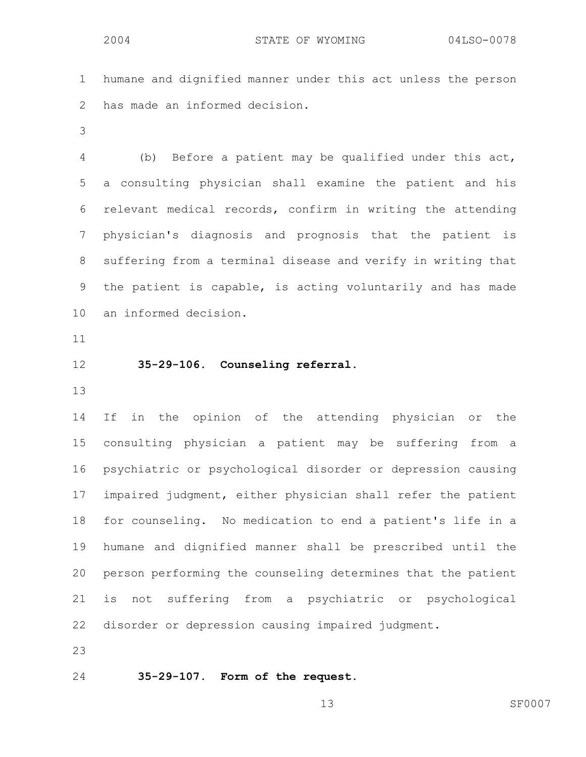humane and dignified manner under this act unless the person has made an informed decision.

(b) Before a patient may be qualified under this act, a consulting physician shall examine the patient and his relevant medical records, confirm in writing the attending physician's diagnosis and prognosis that the patient is suffering from a terminal disease and verify in writing that the patient is capable, is acting voluntarily and has made an informed decision.

**35-29-106. Counseling referral.**

If in the opinion of the attending physician or the consulting physician a patient may be suffering from a psychiatric or psychological disorder or depression causing impaired judgment, either physician shall refer the patient for counseling. No medication to end a patient's life in a humane and dignified manner shall be prescribed until the person performing the counseling determines that the patient is not suffering from a psychiatric or psychological disorder or depression causing impaired judgment.

**35-29-107. Form of the request.**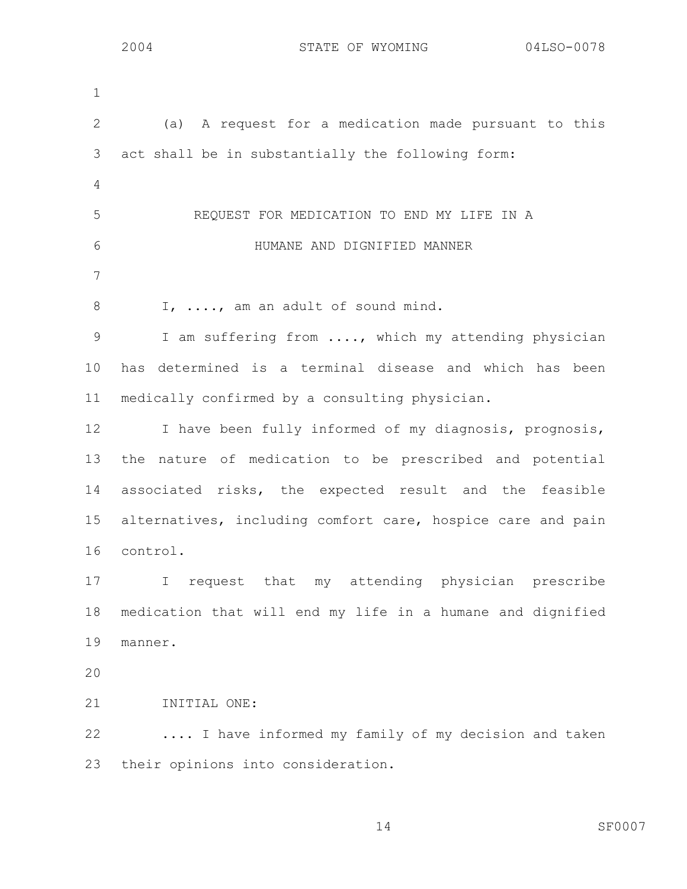(a) A request for a medication made pursuant to this act shall be in substantially the following form:

REQUEST FOR MEDICATION TO END MY LIFE IN A HUMANE AND DIGNIFIED MANNER

I, ...., am an adult of sound mind.

I am suffering from ...., which my attending physician has determined is a terminal disease and which has been medically confirmed by a consulting physician.

I have been fully informed of my diagnosis, prognosis, the nature of medication to be prescribed and potential associated risks, the expected result and the feasible alternatives, including comfort care, hospice care and pain control.

I request that my attending physician prescribe medication that will end my life in a humane and dignified manner.

INITIAL ONE:

.... I have informed my family of my decision and taken their opinions into consideration.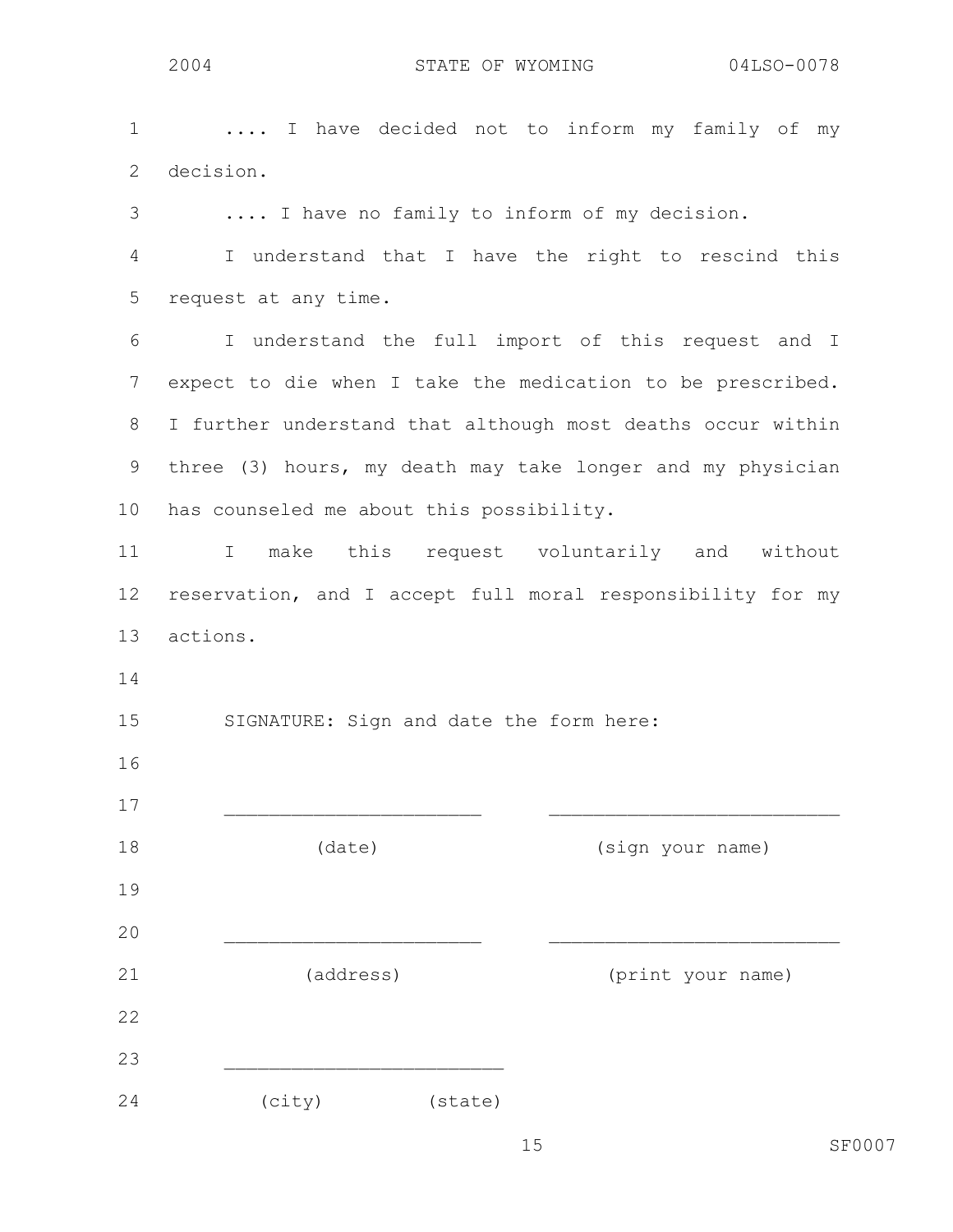.... I have decided not to inform my family of my decision.

.... I have no family to inform of my decision.

I understand that I have the right to rescind this request at any time.

I understand the full import of this request and I expect to die when I take the medication to be prescribed. I further understand that although most deaths occur within three (3) hours, my death may take longer and my physician has counseled me about this possibility.

I make this request voluntarily and without reservation, and I accept full moral responsibility for my actions.

SIGNATURE: Sign and date the form here:

______________________ ________________________

(date) (sign your name)

______________________ ________________________

(address) (print your name)

________________________

(city) (state)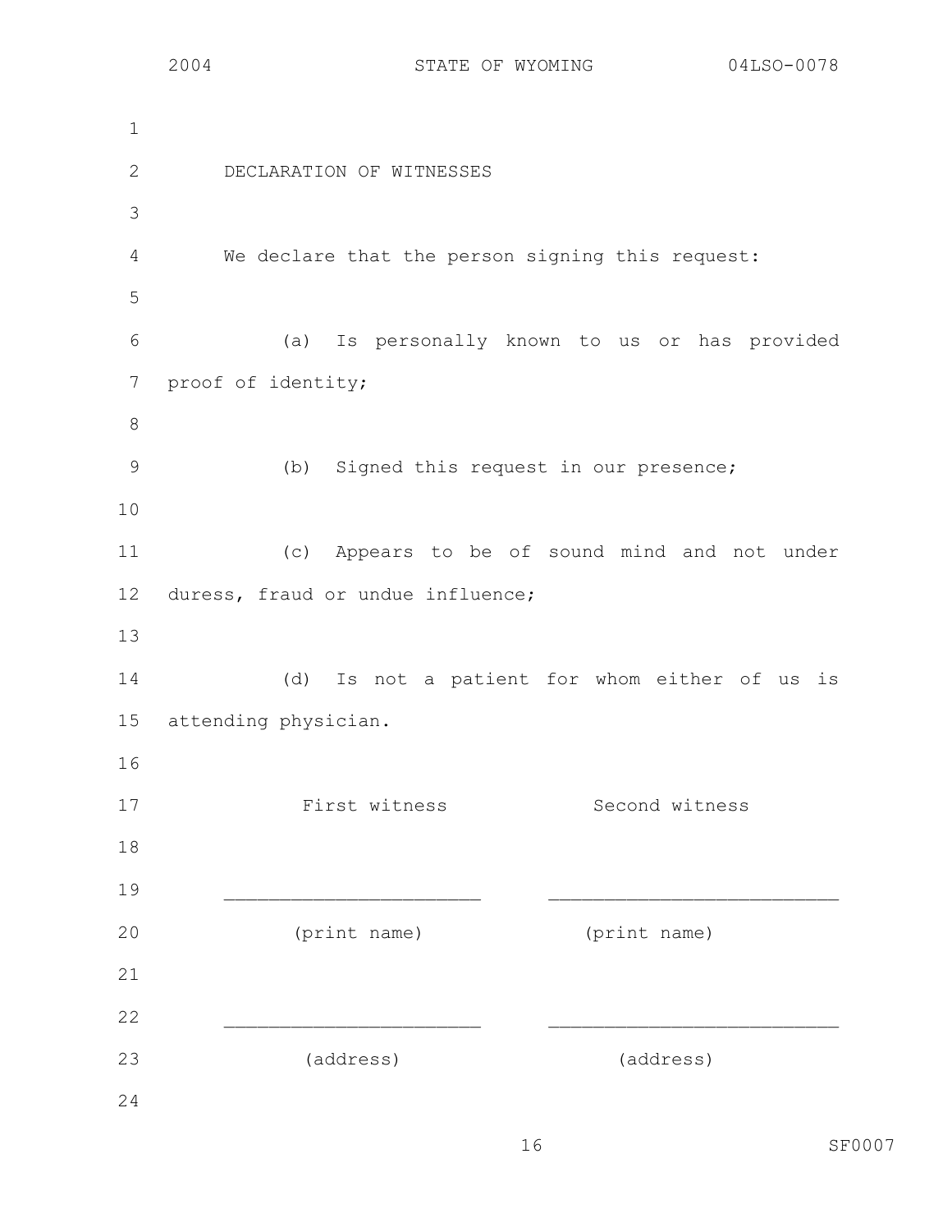DECLARATION OF WITNESSES

We declare that the person signing this request:

(a) Is personally known to us or has provided proof of identity;

(b) Signed this request in our presence;

(c) Appears to be of sound mind and not under duress, fraud or undue influence;

(d) Is not a patient for whom either of us is attending physician.

| First witness | Second witness |
|---|---|
| ______________________ | ______________________ |
| (print name) | (print name) |
| ______________________ | ______________________ |
| (address) | (address) |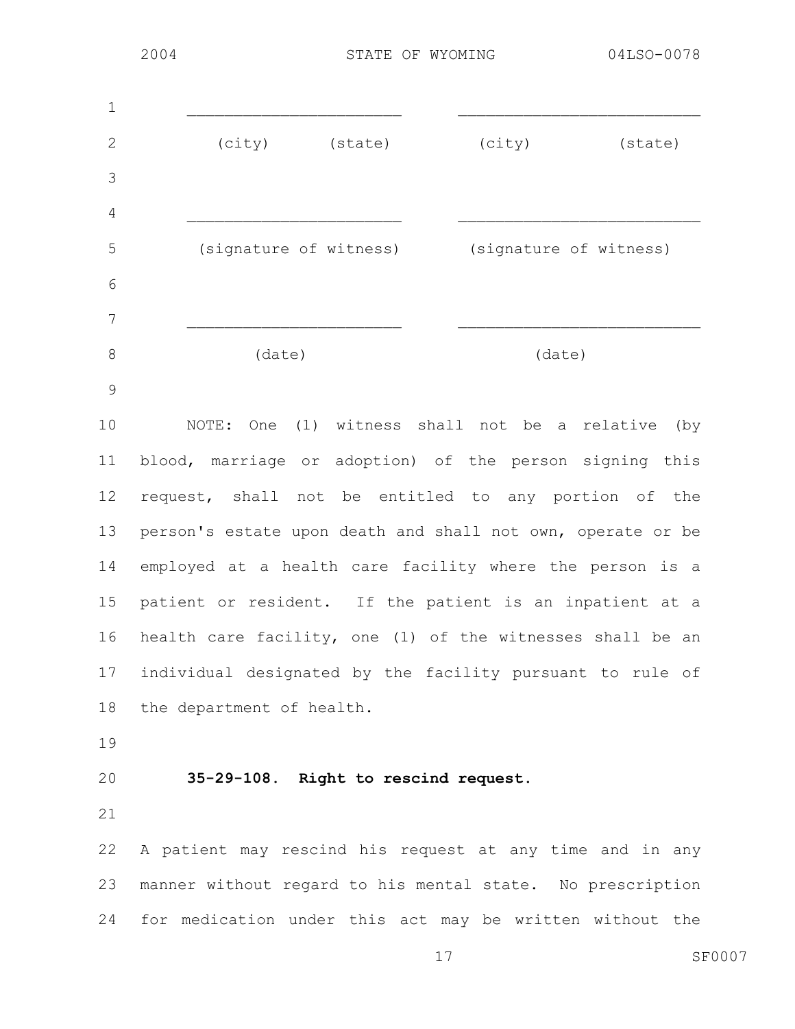| _______________________ | _______________________ |
|---|---|
| (city) (state) | (city) (state) |
| _______________________ | _______________________ |
| (signature of witness) | (signature of witness) |
| _______________________ | _______________________ |
| (date) | (date) |

NOTE: One (1) witness shall not be a relative (by blood, marriage or adoption) of the person signing this request, shall not be entitled to any portion of the person's estate upon death and shall not own, operate or be employed at a health care facility where the person is a patient or resident. If the patient is an inpatient at a health care facility, one (1) of the witnesses shall be an individual designated by the facility pursuant to rule of the department of health.

**35-29-108. Right to rescind request.**

A patient may rescind his request at any time and in any manner without regard to his mental state. No prescription for medication under this act may be written without the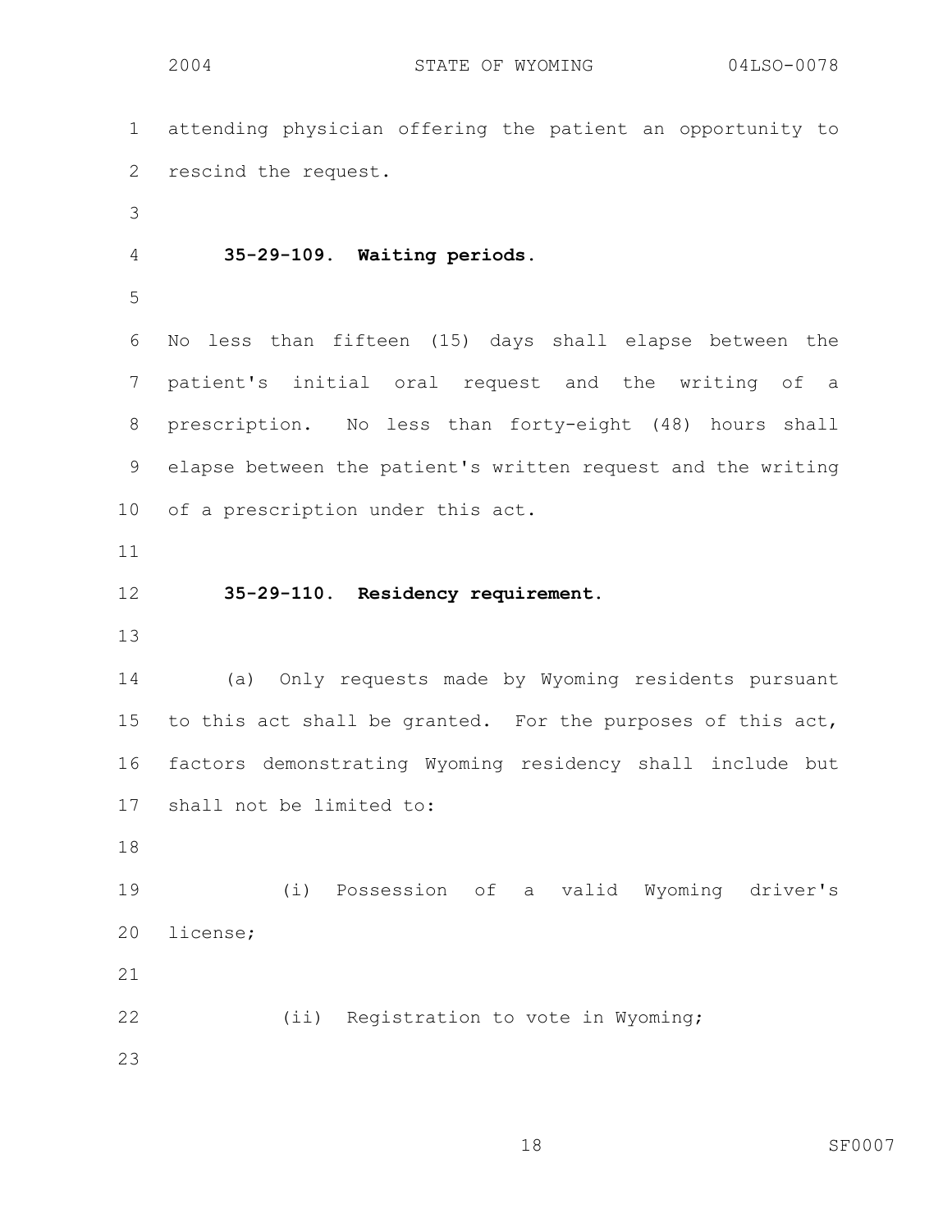attending physician offering the patient an opportunity to rescind the request.

**35-29-109. Waiting periods.**

No less than fifteen (15) days shall elapse between the patient's initial oral request and the writing of a prescription. No less than forty-eight (48) hours shall elapse between the patient's written request and the writing of a prescription under this act.

**35-29-110. Residency requirement.**

(a) Only requests made by Wyoming residents pursuant to this act shall be granted. For the purposes of this act, factors demonstrating Wyoming residency shall include but shall not be limited to:

(i) Possession of a valid Wyoming driver's license;

(ii) Registration to vote in Wyoming;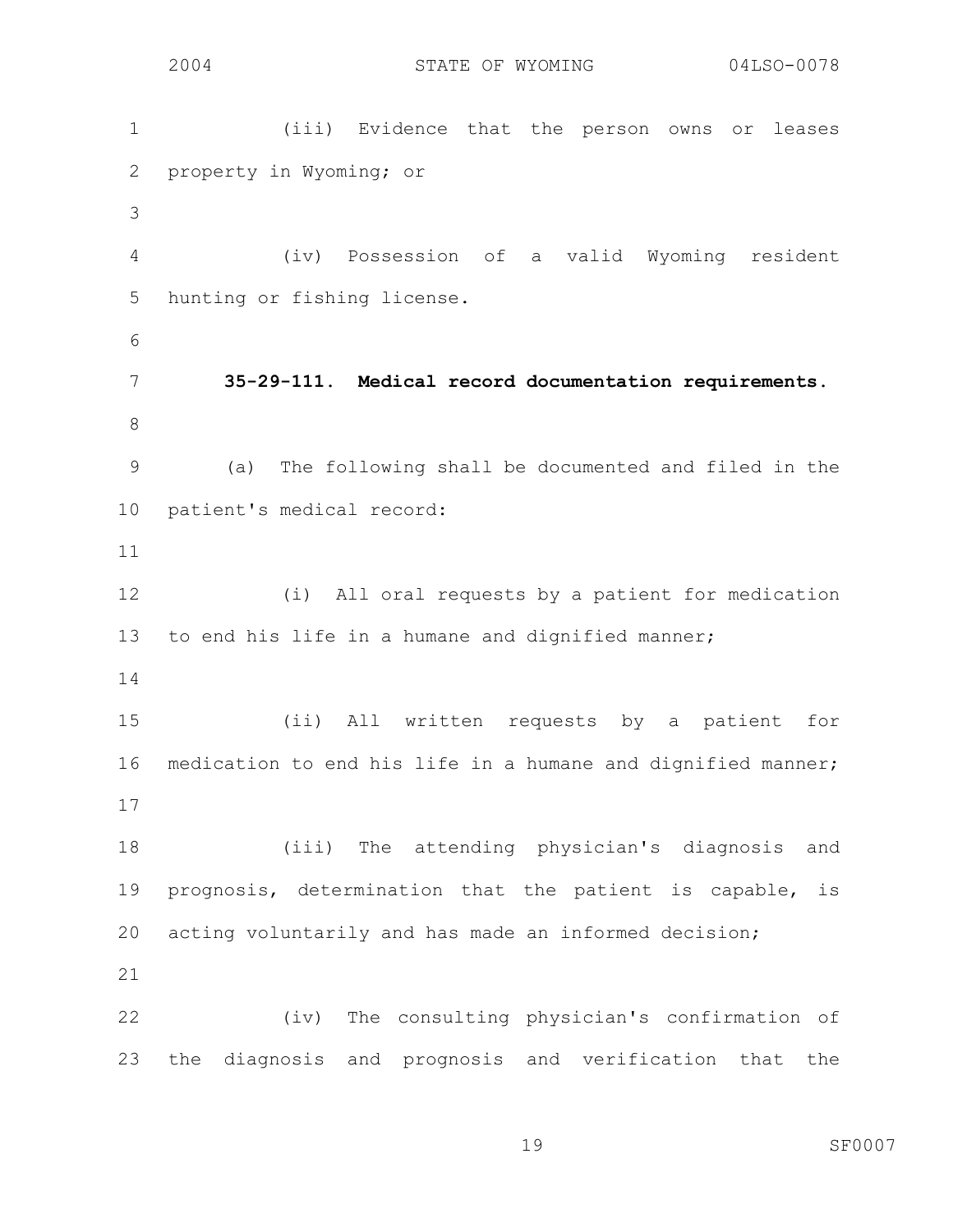(iii) Evidence that the person owns or leases property in Wyoming; or

(iv) Possession of a valid Wyoming resident hunting or fishing license.

**35-29-111. Medical record documentation requirements.**

(a) The following shall be documented and filed in the patient's medical record:

(i) All oral requests by a patient for medication to end his life in a humane and dignified manner;

(ii) All written requests by a patient for medication to end his life in a humane and dignified manner;

(iii) The attending physician's diagnosis and prognosis, determination that the patient is capable, is acting voluntarily and has made an informed decision;

(iv) The consulting physician's confirmation of the diagnosis and prognosis and verification that the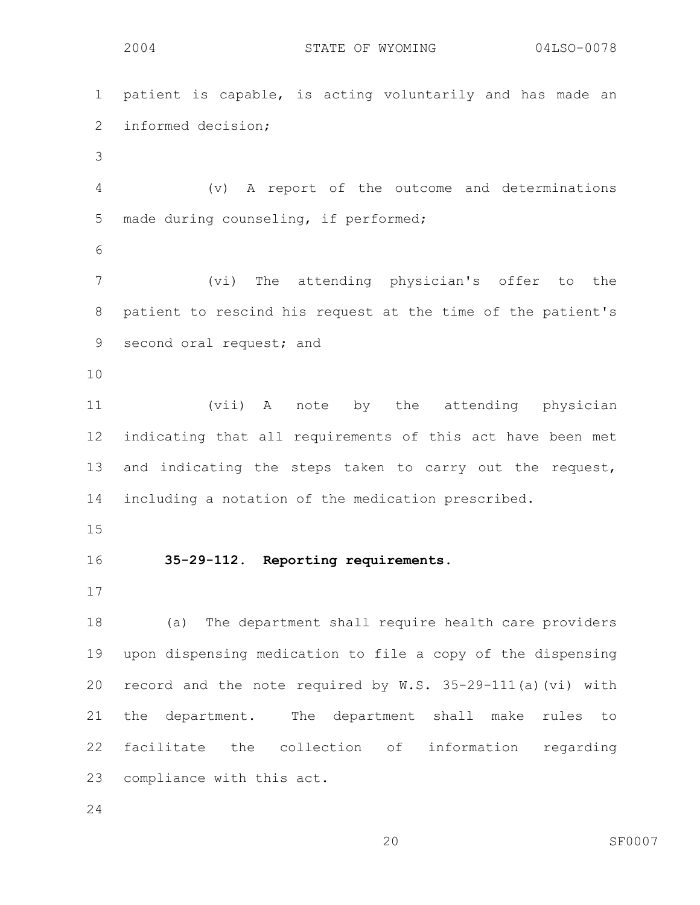patient is capable, is acting voluntarily and has made an informed decision;

(v) A report of the outcome and determinations made during counseling, if performed;

(vi) The attending physician's offer to the patient to rescind his request at the time of the patient's second oral request; and

(vii) A note by the attending physician indicating that all requirements of this act have been met and indicating the steps taken to carry out the request, including a notation of the medication prescribed.

**35-29-112. Reporting requirements.**

(a) The department shall require health care providers upon dispensing medication to file a copy of the dispensing record and the note required by W.S. 35-29-111(a)(vi) with the department. The department shall make rules to facilitate the collection of information regarding compliance with this act.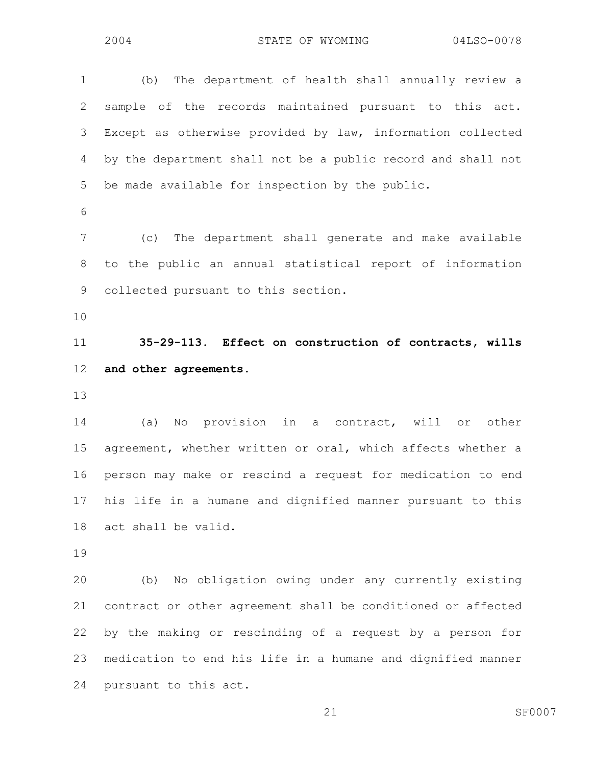(b) The department of health shall annually review a sample of the records maintained pursuant to this act. Except as otherwise provided by law, information collected by the department shall not be a public record and shall not be made available for inspection by the public.

(c) The department shall generate and make available to the public an annual statistical report of information collected pursuant to this section.

**35-29-113. Effect on construction of contracts, wills and other agreements.**

(a) No provision in a contract, will or other agreement, whether written or oral, which affects whether a person may make or rescind a request for medication to end his life in a humane and dignified manner pursuant to this act shall be valid.

(b) No obligation owing under any currently existing contract or other agreement shall be conditioned or affected by the making or rescinding of a request by a person for medication to end his life in a humane and dignified manner pursuant to this act.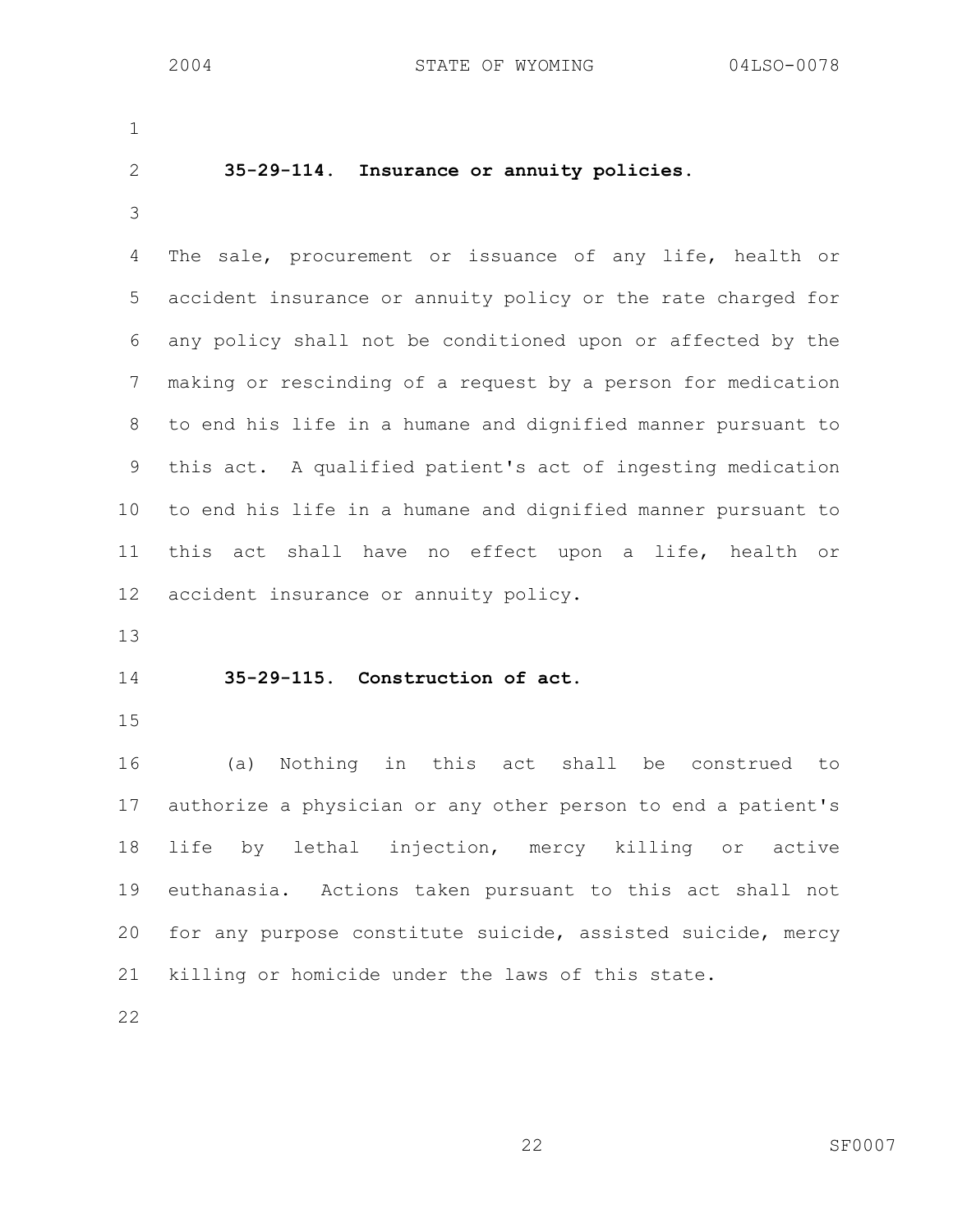**35-29-114. Insurance or annuity policies.**

The sale, procurement or issuance of any life, health or accident insurance or annuity policy or the rate charged for any policy shall not be conditioned upon or affected by the making or rescinding of a request by a person for medication to end his life in a humane and dignified manner pursuant to this act. A qualified patient's act of ingesting medication to end his life in a humane and dignified manner pursuant to this act shall have no effect upon a life, health or accident insurance or annuity policy.

**35-29-115. Construction of act.**

(a) Nothing in this act shall be construed to authorize a physician or any other person to end a patient's life by lethal injection, mercy killing or active euthanasia. Actions taken pursuant to this act shall not for any purpose constitute suicide, assisted suicide, mercy killing or homicide under the laws of this state.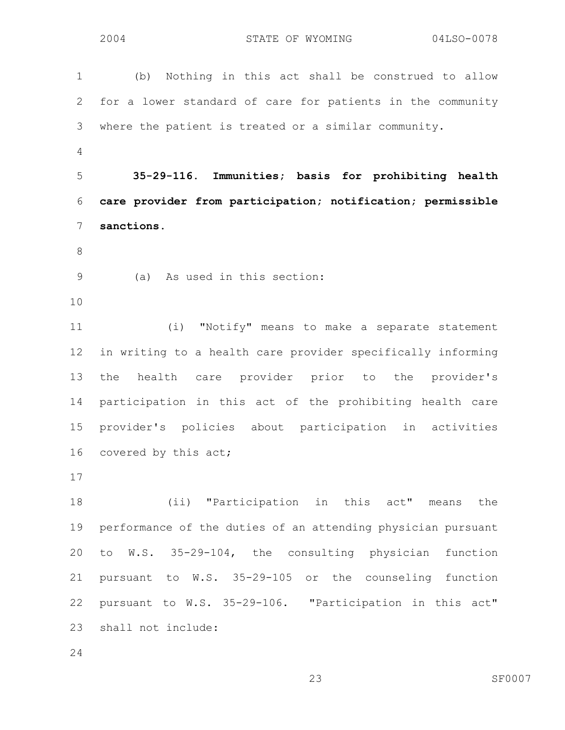(b) Nothing in this act shall be construed to allow for a lower standard of care for patients in the community where the patient is treated or a similar community.

**35-29-116. Immunities; basis for prohibiting health care provider from participation; notification; permissible sanctions.**

(a) As used in this section:

(i) "Notify" means to make a separate statement in writing to a health care provider specifically informing the health care provider prior to the provider's participation in this act of the prohibiting health care provider's policies about participation in activities covered by this act;

(ii) "Participation in this act" means the performance of the duties of an attending physician pursuant to W.S. 35-29-104, the consulting physician function pursuant to W.S. 35-29-105 or the counseling function pursuant to W.S. 35-29-106. "Participation in this act" shall not include: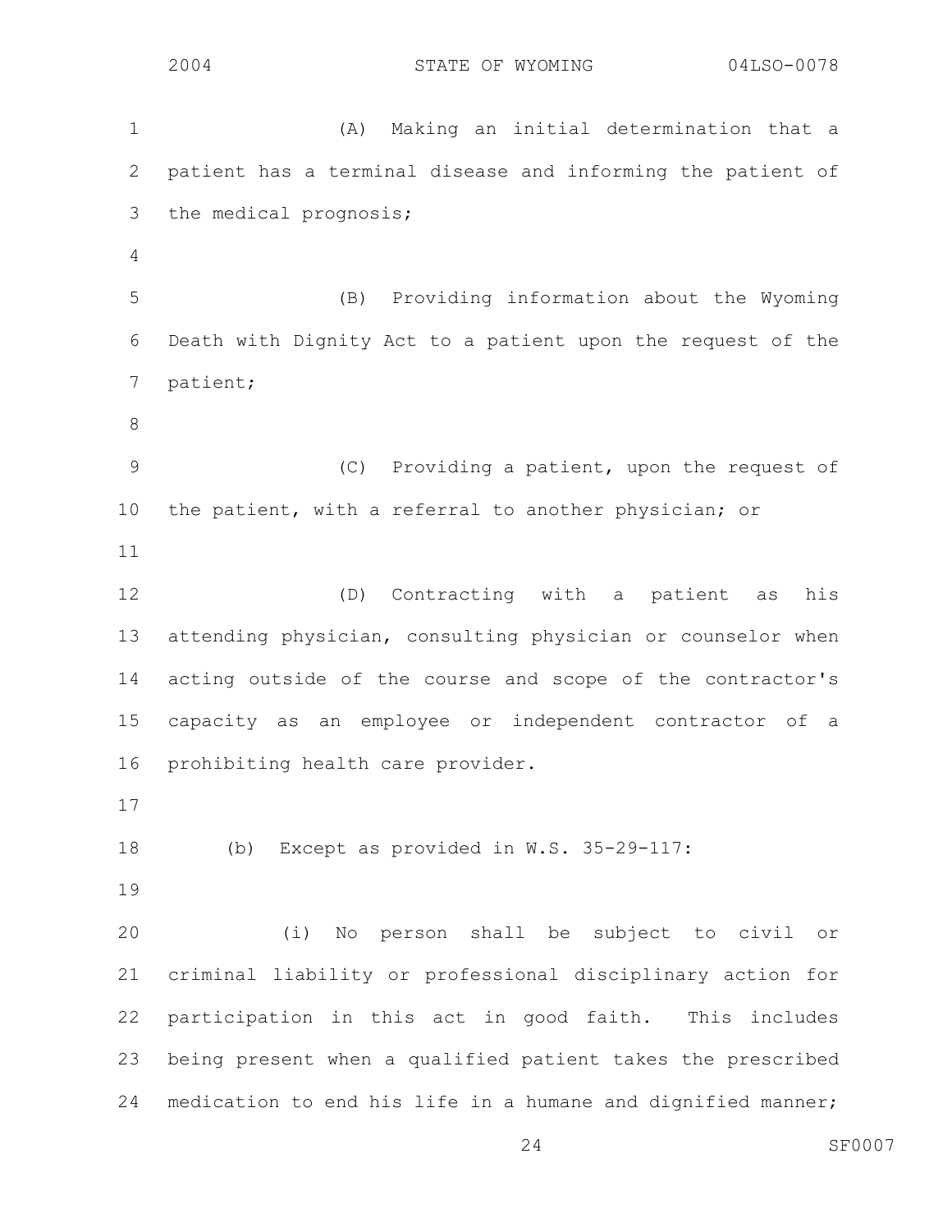(A) Making an initial determination that a patient has a terminal disease and informing the patient of the medical prognosis;

(B) Providing information about the Wyoming Death with Dignity Act to a patient upon the request of the patient;

(C) Providing a patient, upon the request of the patient, with a referral to another physician; or

(D) Contracting with a patient as his attending physician, consulting physician or counselor when acting outside of the course and scope of the contractor's capacity as an employee or independent contractor of a prohibiting health care provider.

(b) Except as provided in W.S. 35-29-117:

(i) No person shall be subject to civil or criminal liability or professional disciplinary action for participation in this act in good faith. This includes being present when a qualified patient takes the prescribed medication to end his life in a humane and dignified manner;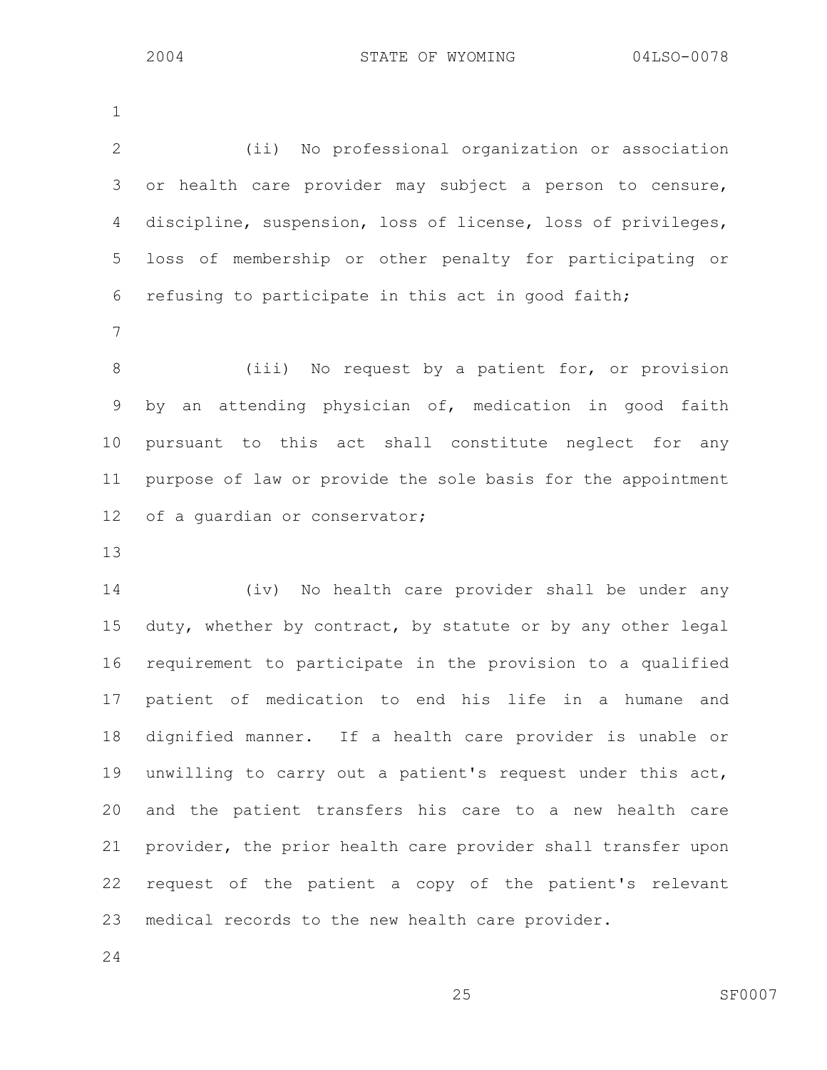(ii) No professional organization or association or health care provider may subject a person to censure, discipline, suspension, loss of license, loss of privileges, loss of membership or other penalty for participating or refusing to participate in this act in good faith;

(iii) No request by a patient for, or provision by an attending physician of, medication in good faith pursuant to this act shall constitute neglect for any purpose of law or provide the sole basis for the appointment of a guardian or conservator;

(iv) No health care provider shall be under any duty, whether by contract, by statute or by any other legal requirement to participate in the provision to a qualified patient of medication to end his life in a humane and dignified manner. If a health care provider is unable or unwilling to carry out a patient's request under this act, and the patient transfers his care to a new health care provider, the prior health care provider shall transfer upon request of the patient a copy of the patient's relevant medical records to the new health care provider.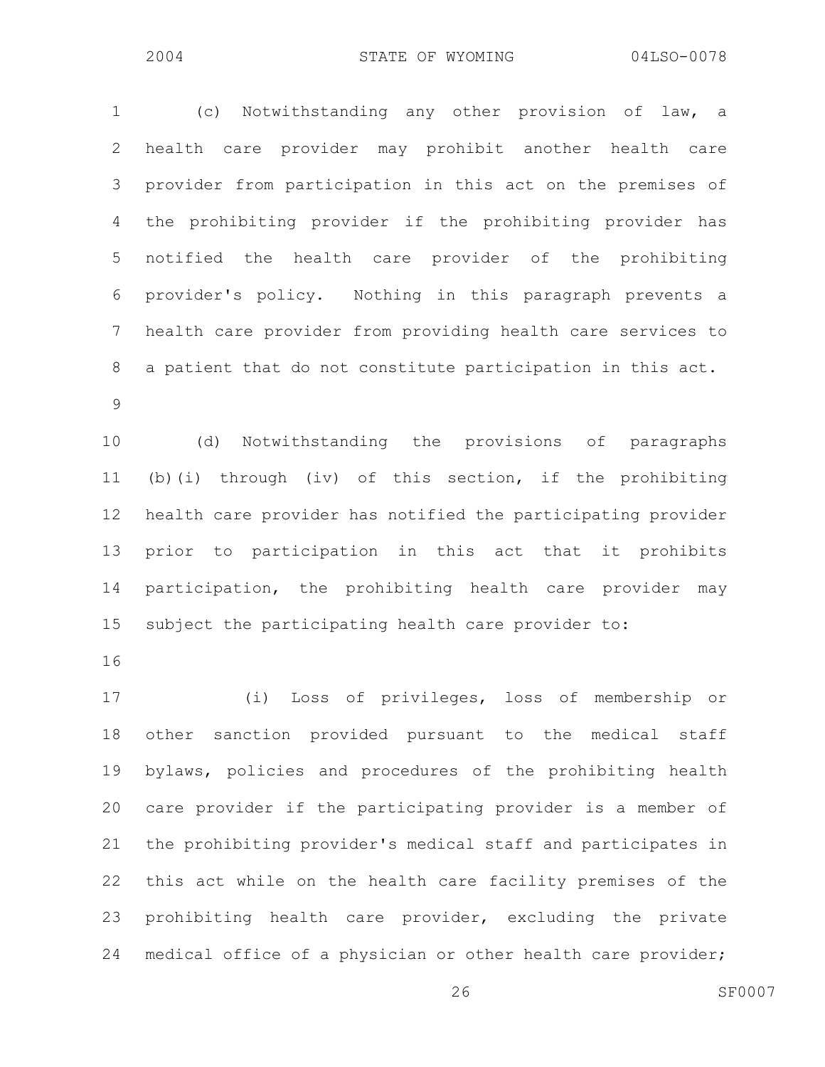(c) Notwithstanding any other provision of law, a health care provider may prohibit another health care provider from participation in this act on the premises of the prohibiting provider if the prohibiting provider has notified the health care provider of the prohibiting provider's policy. Nothing in this paragraph prevents a health care provider from providing health care services to a patient that do not constitute participation in this act.

(d) Notwithstanding the provisions of paragraphs (b)(i) through (iv) of this section, if the prohibiting health care provider has notified the participating provider prior to participation in this act that it prohibits participation, the prohibiting health care provider may subject the participating health care provider to:

(i) Loss of privileges, loss of membership or other sanction provided pursuant to the medical staff bylaws, policies and procedures of the prohibiting health care provider if the participating provider is a member of the prohibiting provider's medical staff and participates in this act while on the health care facility premises of the prohibiting health care provider, excluding the private medical office of a physician or other health care provider;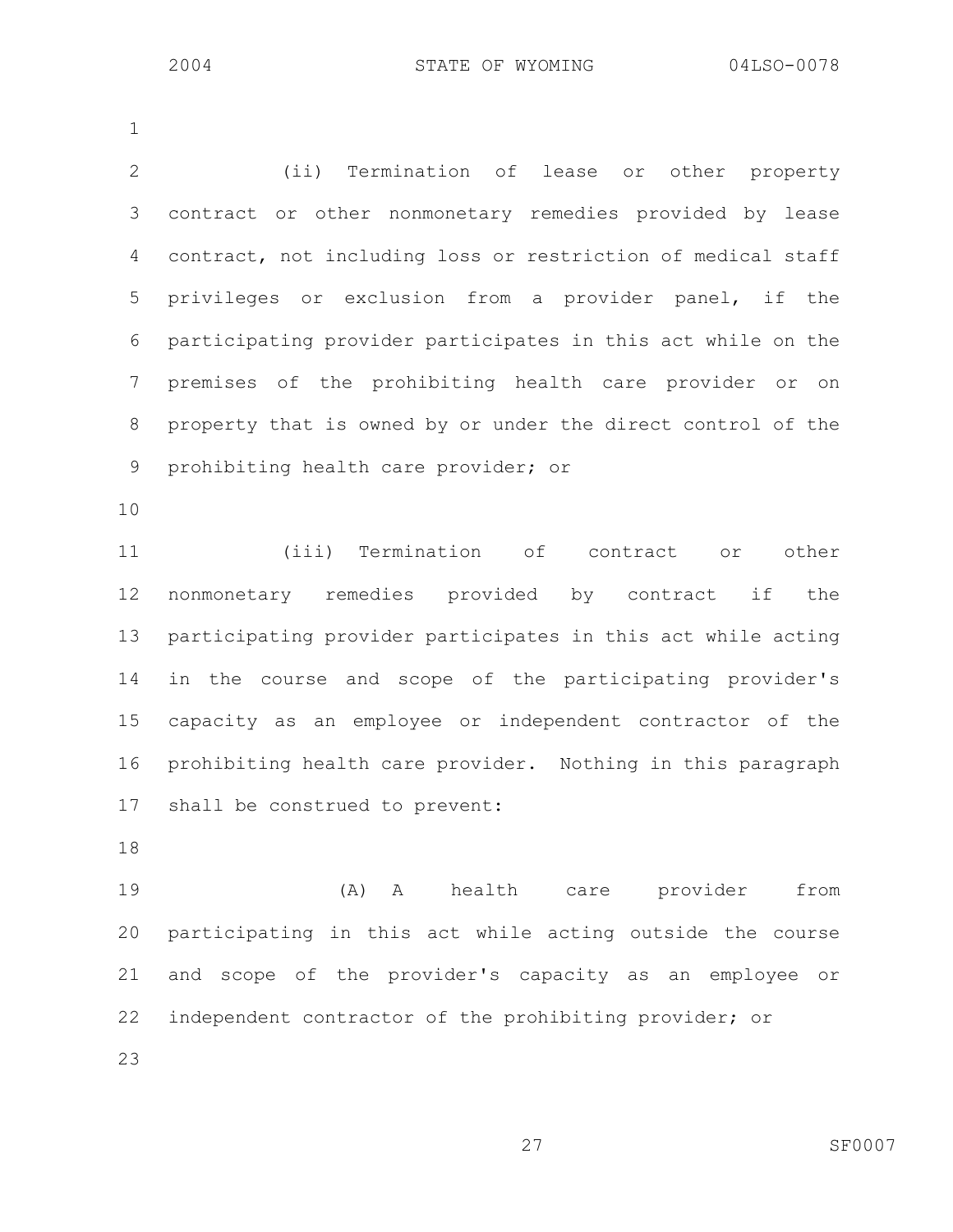(ii) Termination of lease or other property contract or other nonmonetary remedies provided by lease contract, not including loss or restriction of medical staff privileges or exclusion from a provider panel, if the participating provider participates in this act while on the premises of the prohibiting health care provider or on property that is owned by or under the direct control of the prohibiting health care provider; or

(iii) Termination of contract or other nonmonetary remedies provided by contract if the participating provider participates in this act while acting in the course and scope of the participating provider's capacity as an employee or independent contractor of the prohibiting health care provider. Nothing in this paragraph shall be construed to prevent:

(A) A health care provider from participating in this act while acting outside the course and scope of the provider's capacity as an employee or independent contractor of the prohibiting provider; or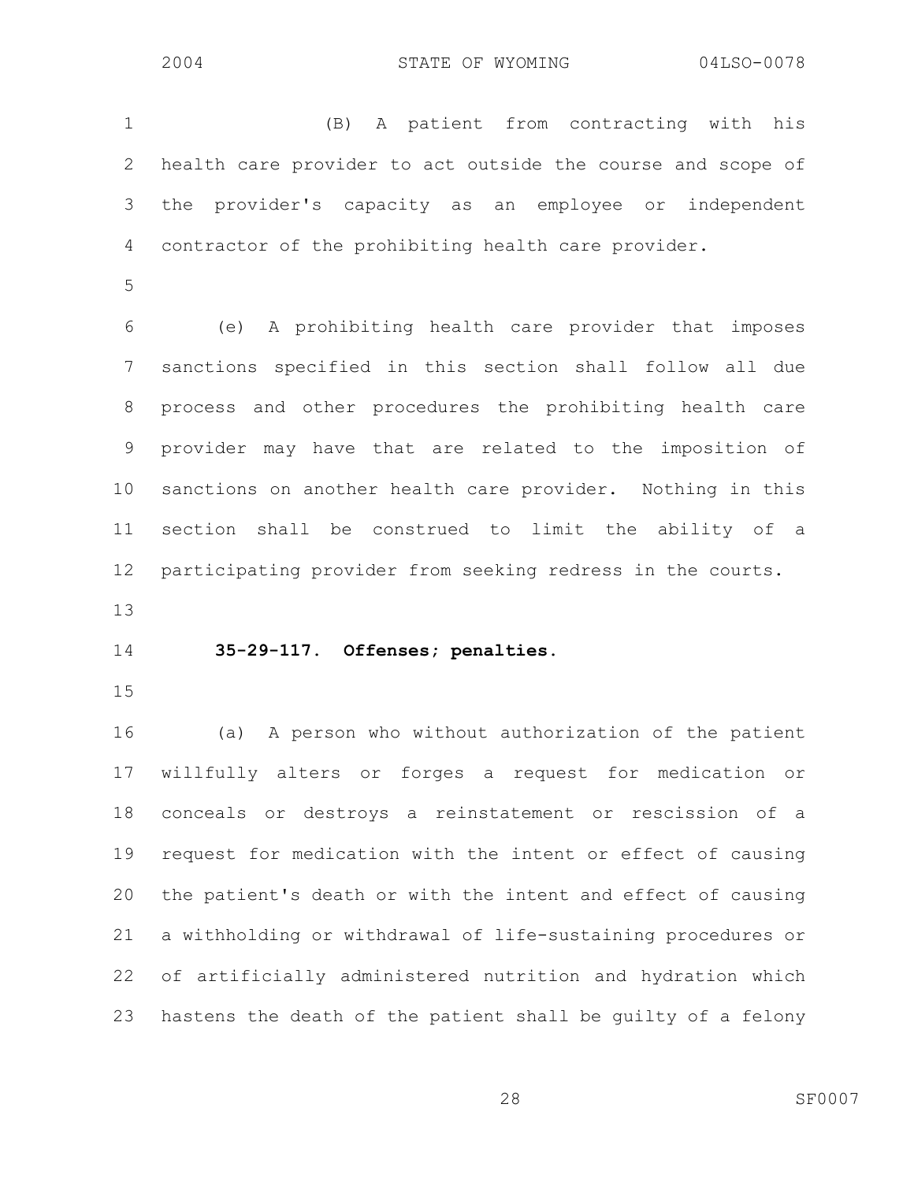(B) A patient from contracting with his health care provider to act outside the course and scope of the provider's capacity as an employee or independent contractor of the prohibiting health care provider.

(e) A prohibiting health care provider that imposes sanctions specified in this section shall follow all due process and other procedures the prohibiting health care provider may have that are related to the imposition of sanctions on another health care provider. Nothing in this section shall be construed to limit the ability of a participating provider from seeking redress in the courts.

**35-29-117. Offenses; penalties.**

(a) A person who without authorization of the patient willfully alters or forges a request for medication or conceals or destroys a reinstatement or rescission of a request for medication with the intent or effect of causing the patient's death or with the intent and effect of causing a withholding or withdrawal of life-sustaining procedures or of artificially administered nutrition and hydration which hastens the death of the patient shall be guilty of a felony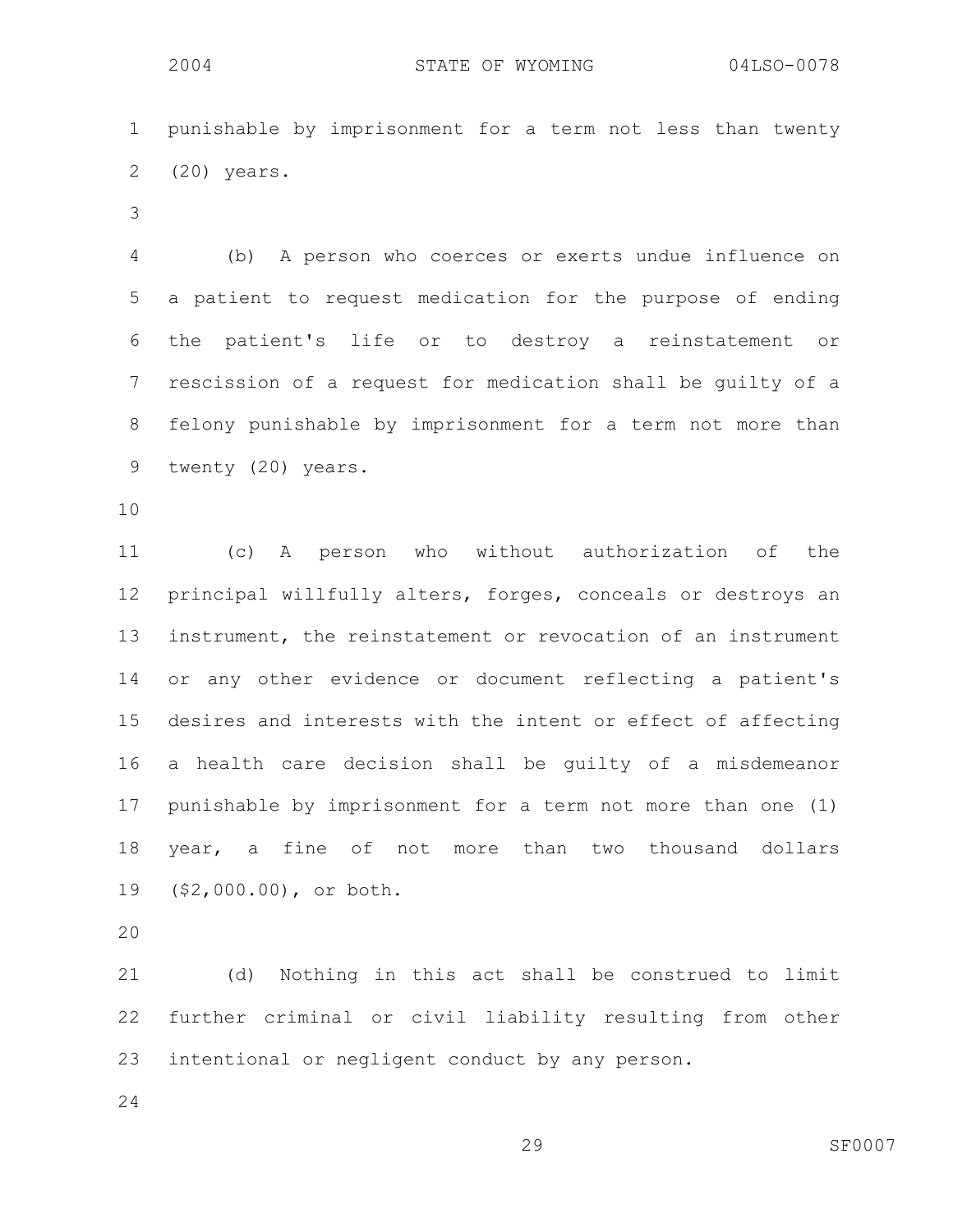punishable by imprisonment for a term not less than twenty (20) years.

(b) A person who coerces or exerts undue influence on a patient to request medication for the purpose of ending the patient's life or to destroy a reinstatement or rescission of a request for medication shall be guilty of a felony punishable by imprisonment for a term not more than twenty (20) years.

(c) A person who without authorization of the principal willfully alters, forges, conceals or destroys an instrument, the reinstatement or revocation of an instrument or any other evidence or document reflecting a patient's desires and interests with the intent or effect of affecting a health care decision shall be guilty of a misdemeanor punishable by imprisonment for a term not more than one (1) year, a fine of not more than two thousand dollars ($2,000.00), or both.

(d) Nothing in this act shall be construed to limit further criminal or civil liability resulting from other intentional or negligent conduct by any person.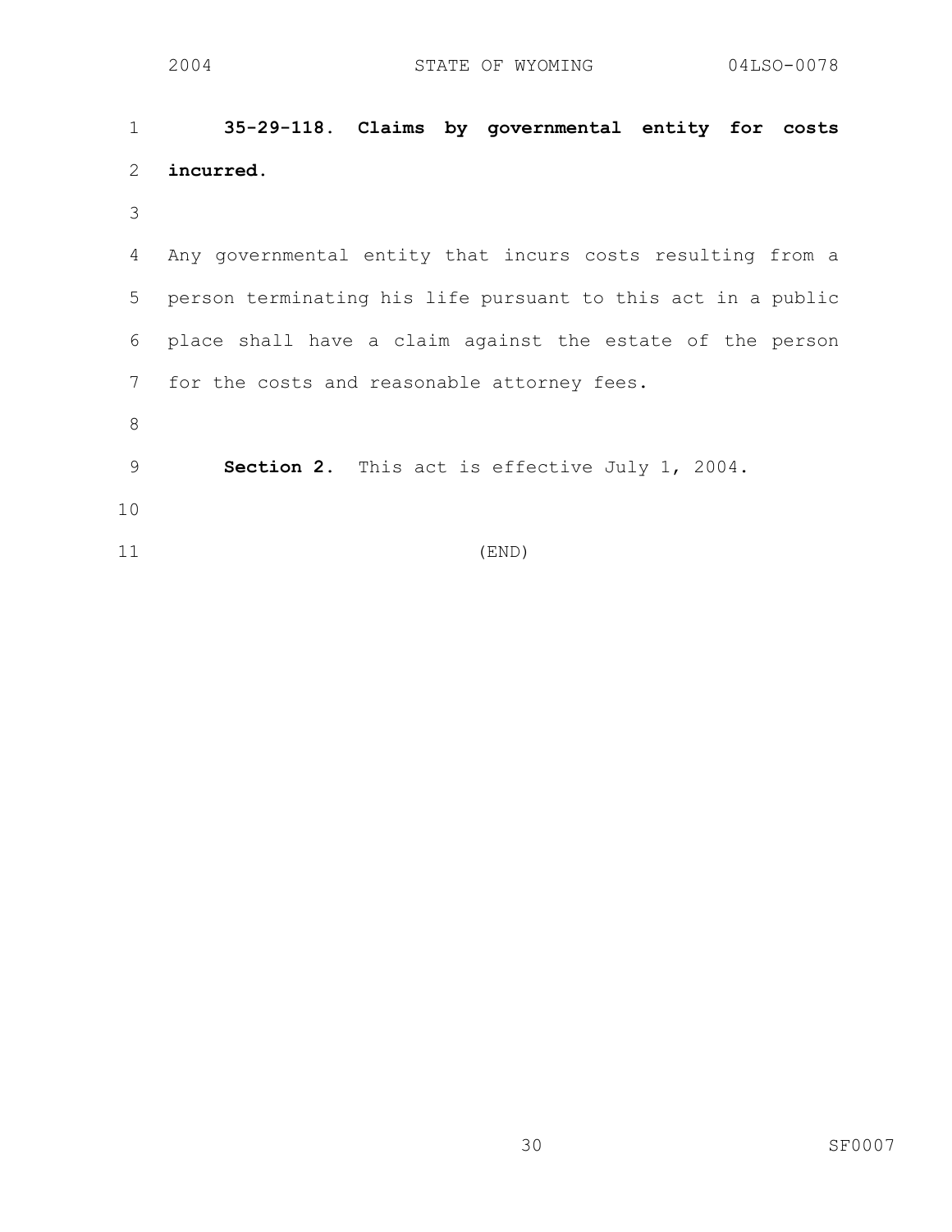**35-29-118. Claims by governmental entity for costs incurred.**

Any governmental entity that incurs costs resulting from a person terminating his life pursuant to this act in a public place shall have a claim against the estate of the person for the costs and reasonable attorney fees.

**Section 2.** This act is effective July 1, 2004.

(END)